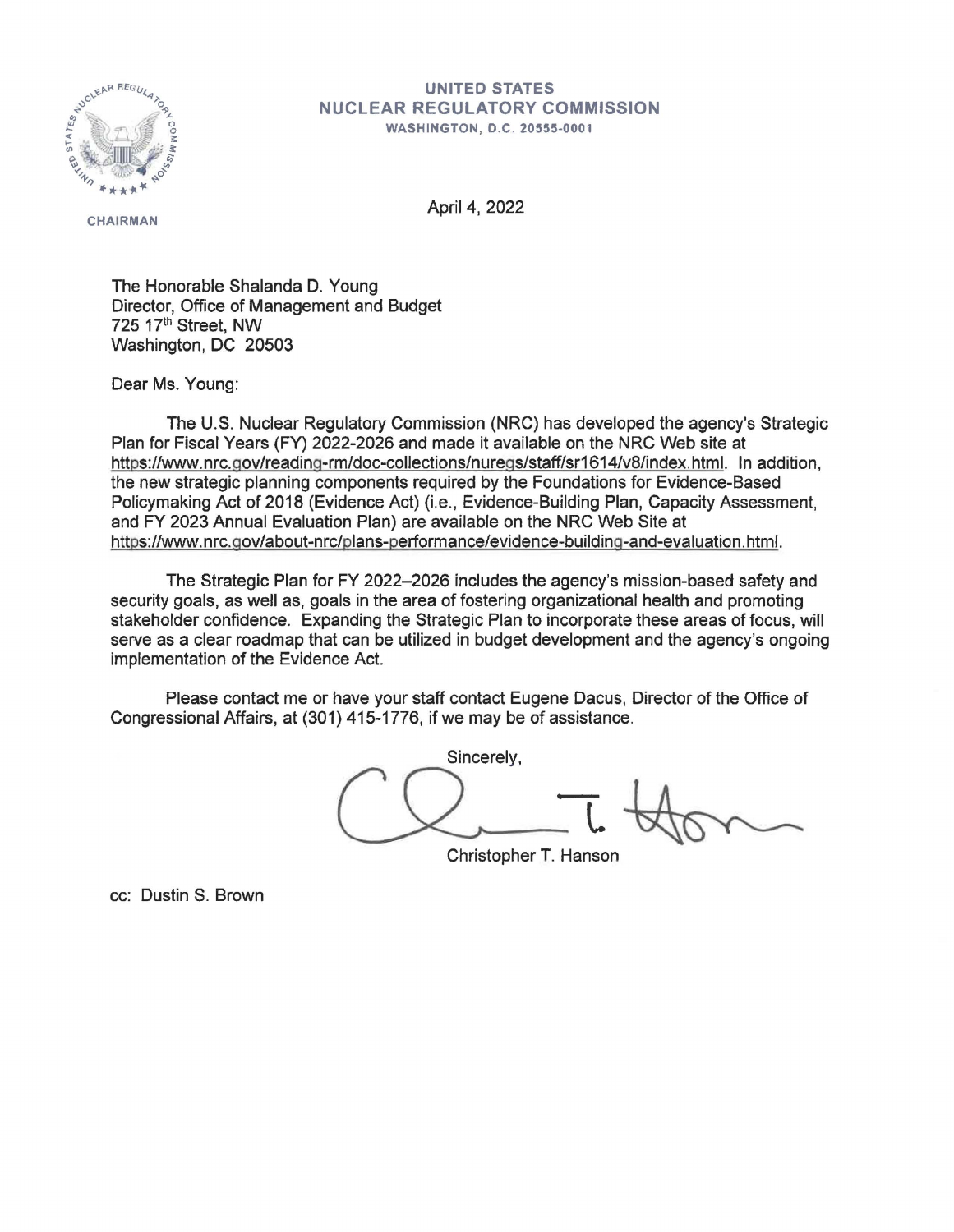**UNITED STATES**
**NUCLEAR REGULATORY COMMISSION**
**WASHINGTON, D.C. 20555-0001**

CHAIRMAN

April 4, 2022

The Honorable Shalanda D. Young
Director, Office of Management and Budget
725 17th Street, NW
Washington, DC 20503

Dear Ms. Young:

The U.S. Nuclear Regulatory Commission (NRC) has developed the agency's Strategic Plan for Fiscal Years (FY) 2022-2026 and made it available on the NRC Web site at https://www.nrc.gov/reading-rm/doc-collections/nuregs/staff/sr1614/v8/index.html. In addition, the new strategic planning components required by the Foundations for Evidence-Based Policymaking Act of 2018 (Evidence Act) (i.e., Evidence-Building Plan, Capacity Assessment, and FY 2023 Annual Evaluation Plan) are available on the NRC Web Site at https://www.nrc.gov/about-nrc/plans-performance/evidence-building-and-evaluation.html.

The Strategic Plan for FY 2022–2026 includes the agency's mission-based safety and security goals, as well as, goals in the area of fostering organizational health and promoting stakeholder confidence. Expanding the Strategic Plan to incorporate these areas of focus, will serve as a clear roadmap that can be utilized in budget development and the agency's ongoing implementation of the Evidence Act.

Please contact me or have your staff contact Eugene Dacus, Director of the Office of Congressional Affairs, at (301) 415-1776, if we may be of assistance.

Sincerely,

Christopher T. Hanson

cc: Dustin S. Brown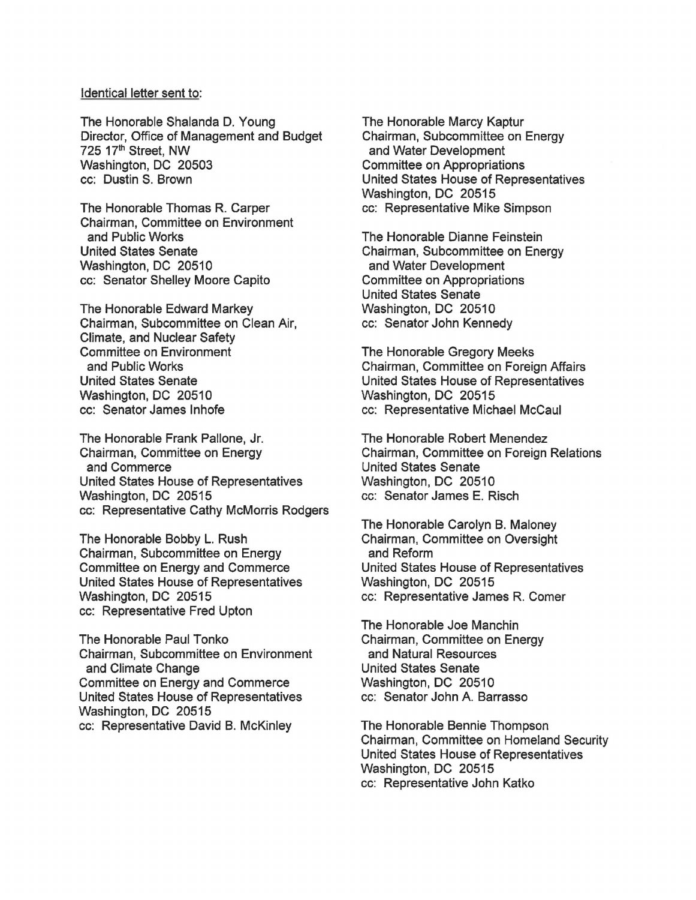Identical letter sent to:

The Honorable Shalanda D. Young
Director, Office of Management and Budget
725 17th Street, NW
Washington, DC 20503
cc: Dustin S. Brown

The Honorable Thomas R. Carper
Chairman, Committee on Environment and Public Works
United States Senate
Washington, DC 20510
cc: Senator Shelley Moore Capito

The Honorable Edward Markey
Chairman, Subcommittee on Clean Air, Climate, and Nuclear Safety
Committee on Environment and Public Works
United States Senate
Washington, DC 20510
cc: Senator James Inhofe

The Honorable Frank Pallone, Jr.
Chairman, Committee on Energy and Commerce
United States House of Representatives
Washington, DC 20515
cc: Representative Cathy McMorris Rodgers

The Honorable Bobby L. Rush
Chairman, Subcommittee on Energy
Committee on Energy and Commerce
United States House of Representatives
Washington, DC 20515
cc: Representative Fred Upton

The Honorable Paul Tonko
Chairman, Subcommittee on Environment and Climate Change
Committee on Energy and Commerce
United States House of Representatives
Washington, DC 20515
cc: Representative David B. McKinley

The Honorable Marcy Kaptur
Chairman, Subcommittee on Energy and Water Development
Committee on Appropriations
United States House of Representatives
Washington, DC 20515
cc: Representative Mike Simpson

The Honorable Dianne Feinstein
Chairman, Subcommittee on Energy and Water Development
Committee on Appropriations
United States Senate
Washington, DC 20510
cc: Senator John Kennedy

The Honorable Gregory Meeks
Chairman, Committee on Foreign Affairs
United States House of Representatives
Washington, DC 20515
cc: Representative Michael McCaul

The Honorable Robert Menendez
Chairman, Committee on Foreign Relations
United States Senate
Washington, DC 20510
cc: Senator James E. Risch

The Honorable Carolyn B. Maloney
Chairman, Committee on Oversight and Reform
United States House of Representatives
Washington, DC 20515
cc: Representative James R. Comer

The Honorable Joe Manchin
Chairman, Committee on Energy and Natural Resources
United States Senate
Washington, DC 20510
cc: Senator John A. Barrasso

The Honorable Bennie Thompson
Chairman, Committee on Homeland Security
United States House of Representatives
Washington, DC 20515
cc: Representative John Katko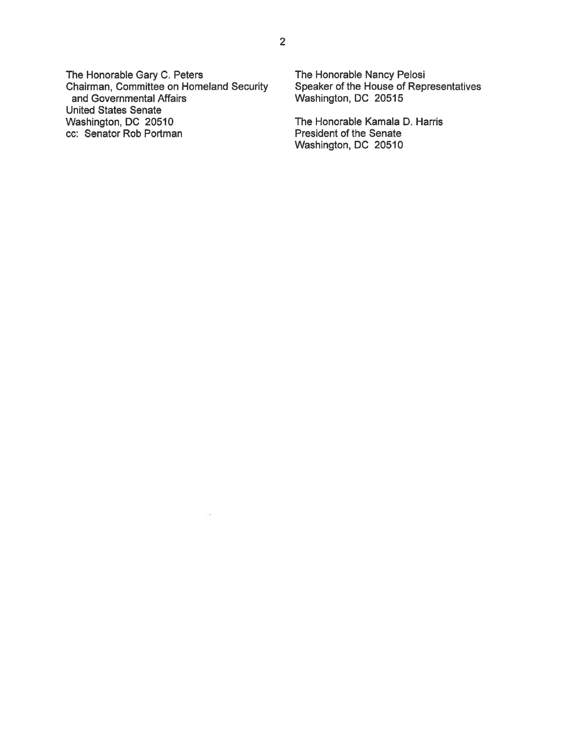The Honorable Gary C. Peters
Chairman, Committee on Homeland Security
and Governmental Affairs
United States Senate
Washington, DC 20510
cc: Senator Rob Portman

The Honorable Nancy Pelosi
Speaker of the House of Representatives
Washington, DC 20515

The Honorable Kamala D. Harris
President of the Senate
Washington, DC 20510